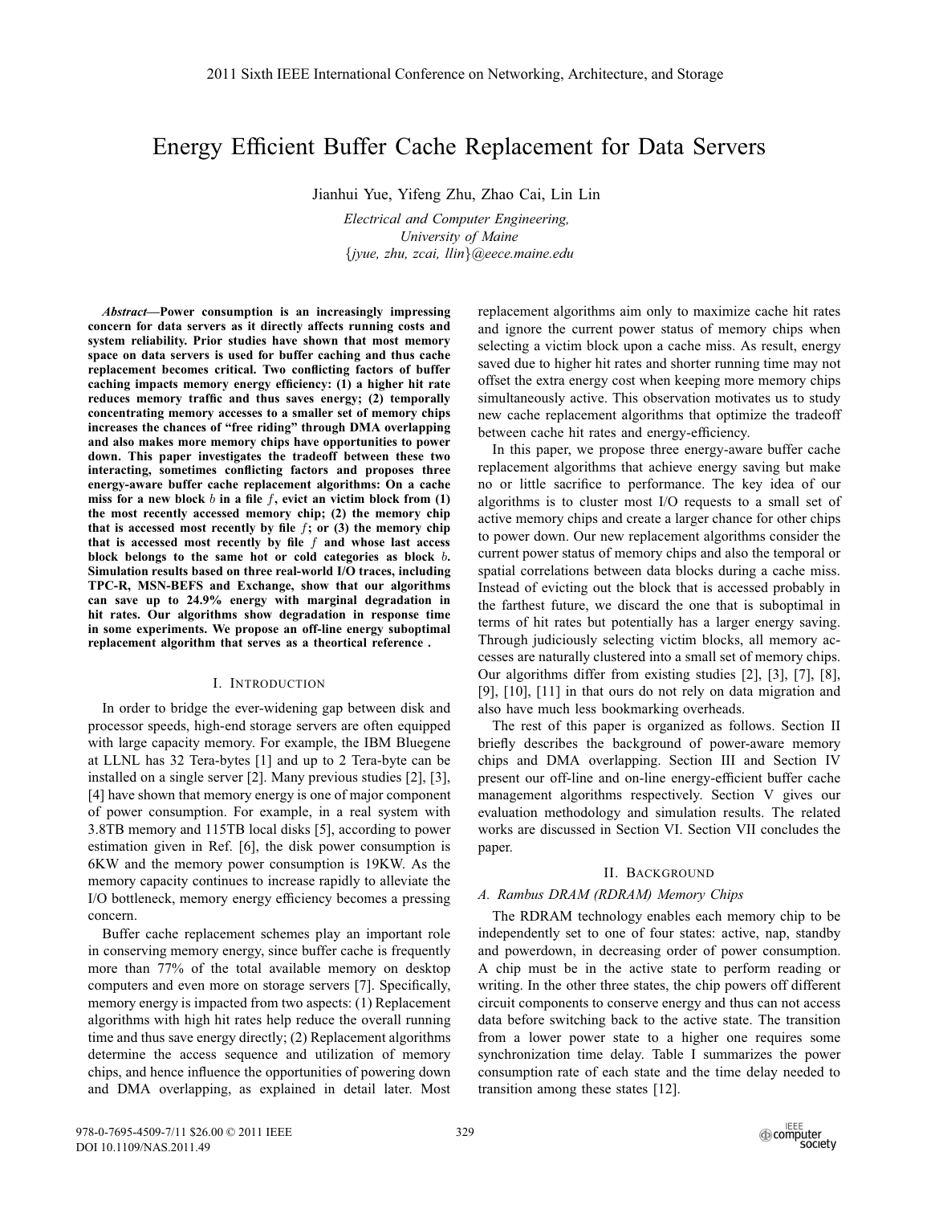# Energy Efficient Buffer Cache Replacement for Data Servers

Jianhui Yue, Yifeng Zhu, Zhao Cai, Lin Lin

*Electrical and Computer Engineering,*
*University of Maine*
*{jyue, zhu, zcai, llin}@eece.maine.edu*

***Abstract*—Power consumption is an increasingly impressing concern for data servers as it directly affects running costs and system reliability. Prior studies have shown that most memory space on data servers is used for buffer caching and thus cache replacement becomes critical. Two conflicting factors of buffer caching impacts memory energy efficiency: (1) a higher hit rate reduces memory traffic and thus saves energy; (2) temporally concentrating memory accesses to a smaller set of memory chips increases the chances of "free riding" through DMA overlapping and also makes more memory chips have opportunities to power down. This paper investigates the tradeoff between these two interacting, sometimes conflicting factors and proposes three energy-aware buffer cache replacement algorithms: On a cache miss for a new block $b$ in a file $f$, evict an victim block from (1) the most recently accessed memory chip; (2) the memory chip that is accessed most recently by file $f$; or (3) the memory chip that is accessed most recently by file $f$ and whose last access block belongs to the same hot or cold categories as block $b$. Simulation results based on three real-world I/O traces, including TPC-R, MSN-BEFS and Exchange, show that our algorithms can save up to 24.9% energy with marginal degradation in hit rates. Our algorithms show degradation in response time in some experiments. We propose an off-line energy suboptimal replacement algorithm that serves as a theortical reference .**

## I. Introduction

In order to bridge the ever-widening gap between disk and processor speeds, high-end storage servers are often equipped with large capacity memory. For example, the IBM Bluegene at LLNL has 32 Tera-bytes [1] and up to 2 Tera-byte can be installed on a single server [2]. Many previous studies [2], [3], [4] have shown that memory energy is one of major component of power consumption. For example, in a real system with 3.8TB memory and 115TB local disks [5], according to power estimation given in Ref. [6], the disk power consumption is 6KW and the memory power consumption is 19KW. As the memory capacity continues to increase rapidly to alleviate the I/O bottleneck, memory energy efficiency becomes a pressing concern.

Buffer cache replacement schemes play an important role in conserving memory energy, since buffer cache is frequently more than 77% of the total available memory on desktop computers and even more on storage servers [7]. Specifically, memory energy is impacted from two aspects: (1) Replacement algorithms with high hit rates help reduce the overall running time and thus save energy directly; (2) Replacement algorithms determine the access sequence and utilization of memory chips, and hence influence the opportunities of powering down and DMA overlapping, as explained in detail later. Most replacement algorithms aim only to maximize cache hit rates and ignore the current power status of memory chips when selecting a victim block upon a cache miss. As result, energy saved due to higher hit rates and shorter running time may not offset the extra energy cost when keeping more memory chips simultaneously active. This observation motivates us to study new cache replacement algorithms that optimize the tradeoff between cache hit rates and energy-efficiency.

In this paper, we propose three energy-aware buffer cache replacement algorithms that achieve energy saving but make no or little sacrifice to performance. The key idea of our algorithms is to cluster most I/O requests to a small set of active memory chips and create a larger chance for other chips to power down. Our new replacement algorithms consider the current power status of memory chips and also the temporal or spatial correlations between data blocks during a cache miss. Instead of evicting out the block that is accessed probably in the farthest future, we discard the one that is suboptimal in terms of hit rates but potentially has a larger energy saving. Through judiciously selecting victim blocks, all memory accesses are naturally clustered into a small set of memory chips. Our algorithms differ from existing studies [2], [3], [7], [8], [9], [10], [11] in that ours do not rely on data migration and also have much less bookmarking overheads.

The rest of this paper is organized as follows. Section II briefly describes the background of power-aware memory chips and DMA overlapping. Section III and Section IV present our off-line and on-line energy-efficient buffer cache management algorithms respectively. Section V gives our evaluation methodology and simulation results. The related works are discussed in Section VI. Section VII concludes the paper.

## II. Background

### A. Rambus DRAM (RDRAM) Memory Chips

The RDRAM technology enables each memory chip to be independently set to one of four states: active, nap, standby and powerdown, in decreasing order of power consumption. A chip must be in the active state to perform reading or writing. In the other three states, the chip powers off different circuit components to conserve energy and thus can not access data before switching back to the active state. The transition from a lower power state to a higher one requires some synchronization time delay. Table I summarizes the power consumption rate of each state and the time delay needed to transition among these states [12].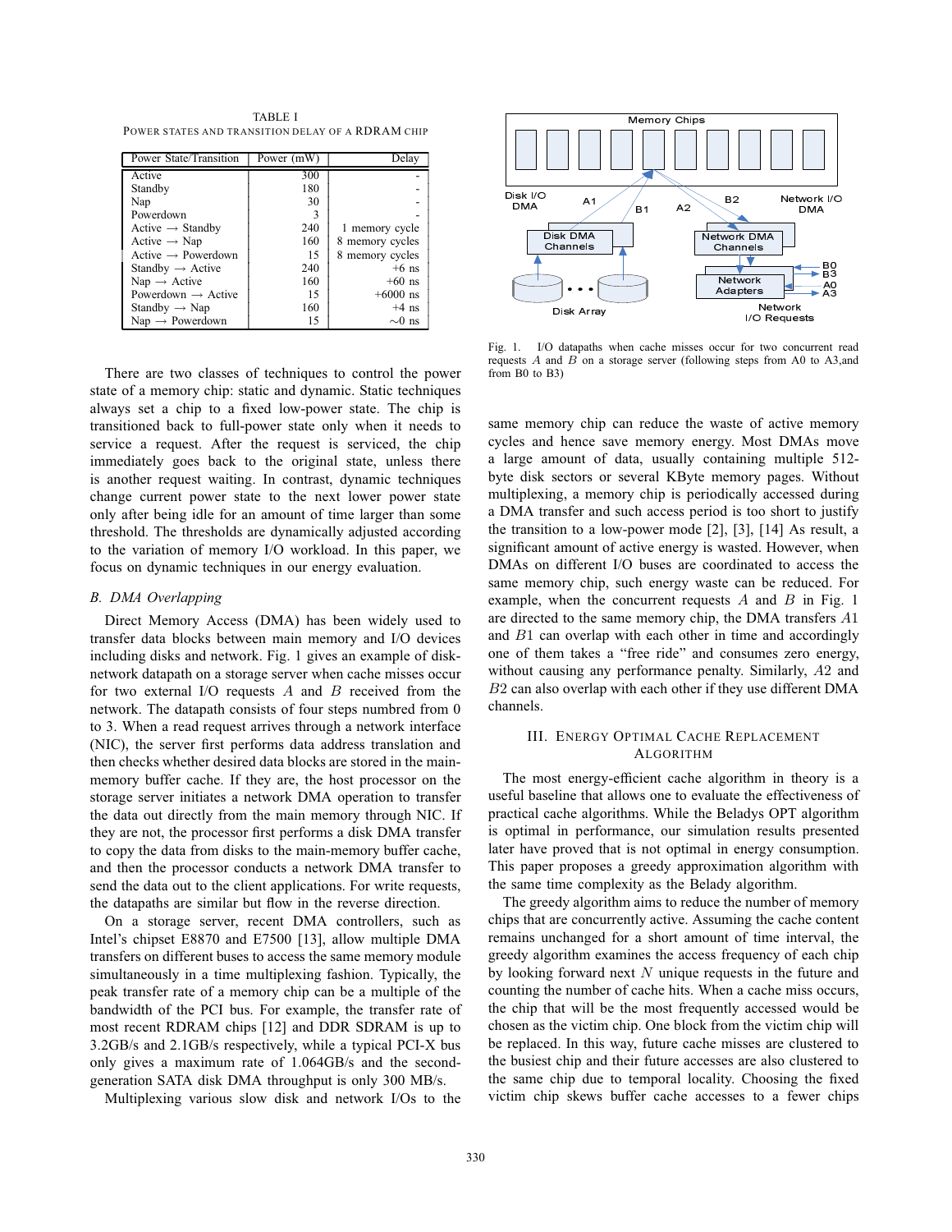TABLE I

POWER STATES AND TRANSITION DELAY OF A RDRAM CHIP

| Power State/Transition | Power (mW) | Delay |
|---|---|---|
| Active | 300 | - |
| Standby | 180 | - |
| Nap | 30 | - |
| Powerdown | 3 | - |
| Active → Standby | 240 | 1 memory cycle |
| Active → Nap | 160 | 8 memory cycles |
| Active → Powerdown | 15 | 8 memory cycles |
| Standby → Active | 240 | +6 ns |
| Nap → Active | 160 | +60 ns |
| Powerdown → Active | 15 | +6000 ns |
| Standby → Nap | 160 | +4 ns |
| Nap → Powerdown | 15 | ∼0 ns |

There are two classes of techniques to control the power state of a memory chip: static and dynamic. Static techniques always set a chip to a fixed low-power state. The chip is transitioned back to full-power state only when it needs to service a request. After the request is serviced, the chip immediately goes back to the original state, unless there is another request waiting. In contrast, dynamic techniques change current power state to the next lower power state only after being idle for an amount of time larger than some threshold. The thresholds are dynamically adjusted according to the variation of memory I/O workload. In this paper, we focus on dynamic techniques in our energy evaluation.

### B. DMA Overlapping

Direct Memory Access (DMA) has been widely used to transfer data blocks between main memory and I/O devices including disks and network. Fig. 1 gives an example of disk-network datapath on a storage server when cache misses occur for two external I/O requests $A$ and $B$ received from the network. The datapath consists of four steps numbred from 0 to 3. When a read request arrives through a network interface (NIC), the server first performs data address translation and then checks whether desired data blocks are stored in the main-memory buffer cache. If they are, the host processor on the storage server initiates a network DMA operation to transfer the data out directly from the main memory through NIC. If they are not, the processor first performs a disk DMA transfer to copy the data from disks to the main-memory buffer cache, and then the processor conducts a network DMA transfer to send the data out to the client applications. For write requests, the datapaths are similar but flow in the reverse direction.

On a storage server, recent DMA controllers, such as Intel's chipset E8870 and E7500 [13], allow multiple DMA transfers on different buses to access the same memory module simultaneously in a time multiplexing fashion. Typically, the peak transfer rate of a memory chip can be a multiple of the bandwidth of the PCI bus. For example, the transfer rate of most recent RDRAM chips [12] and DDR SDRAM is up to 3.2GB/s and 2.1GB/s respectively, while a typical PCI-X bus only gives a maximum rate of 1.064GB/s and the second-generation SATA disk DMA throughput is only 300 MB/s.

Multiplexing various slow disk and network I/Os to the same memory chip can reduce the waste of active memory cycles and hence save memory energy. Most DMAs move a large amount of data, usually containing multiple 512-byte disk sectors or several KByte memory pages. Without multiplexing, a memory chip is periodically accessed during a DMA transfer and such access period is too short to justify the transition to a low-power mode [2], [3], [14] As result, a significant amount of active energy is wasted. However, when DMAs on different I/O buses are coordinated to access the same memory chip, such energy waste can be reduced. For example, when the concurrent requests $A$ and $B$ in Fig. 1 are directed to the same memory chip, the DMA transfers $A1$ and $B1$ can overlap with each other in time and accordingly one of them takes a "free ride" and consumes zero energy, without causing any performance penalty. Similarly, $A2$ and $B2$ can also overlap with each other if they use different DMA channels.

Fig. 1. I/O datapaths when cache misses occur for two concurrent read requests $A$ and $B$ on a storage server (following steps from A0 to A3,and from B0 to B3)

## III. Energy Optimal Cache Replacement Algorithm

The most energy-efficient cache algorithm in theory is a useful baseline that allows one to evaluate the effectiveness of practical cache algorithms. While the Beladys OPT algorithm is optimal in performance, our simulation results presented later have proved that is not optimal in energy consumption. This paper proposes a greedy approximation algorithm with the same time complexity as the Belady algorithm.

The greedy algorithm aims to reduce the number of memory chips that are concurrently active. Assuming the cache content remains unchanged for a short amount of time interval, the greedy algorithm examines the access frequency of each chip by looking forward next $N$ unique requests in the future and counting the number of cache hits. When a cache miss occurs, the chip that will be the most frequently accessed would be chosen as the victim chip. One block from the victim chip will be replaced. In this way, future cache misses are clustered to the busiest chip and their future accesses are also clustered to the same chip due to temporal locality. Choosing the fixed victim chip skews buffer cache accesses to a fewer chips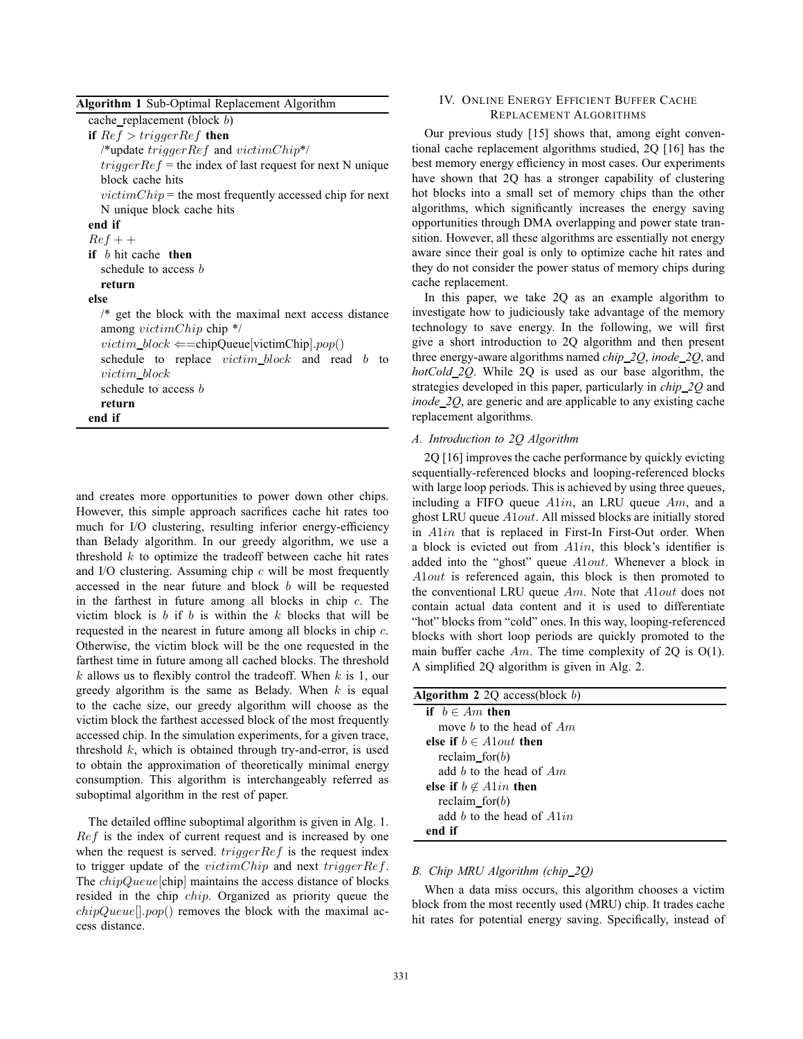**Algorithm 1** Sub-Optimal Replacement Algorithm

```
cache_replacement (block b)
if Ref > triggerRef then
   /*update triggerRef and victimChip*/
   triggerRef = the index of last request for next N unique
   block cache hits
   victimChip = the most frequently accessed chip for next
   N unique block cache hits
end if
Ref++
if b hit cache then
   schedule to access b
   return
else
   /* get the block with the maximal next access distance
   among victimChip chip */
   victim_block ⇐=chipQueue[victimChip].pop()
   schedule to replace victim_block and read b to
   victim_block
   schedule to access b
   return
end if
```

and creates more opportunities to power down other chips. However, this simple approach sacrifices cache hit rates too much for I/O clustering, resulting inferior energy-efficiency than Belady algorithm. In our greedy algorithm, we use a threshold $k$ to optimize the tradeoff between cache hit rates and I/O clustering. Assuming chip $c$ will be most frequently accessed in the near future and block $b$ will be requested in the farthest in future among all blocks in chip $c$. The victim block is $b$ if $b$ is within the $k$ blocks that will be requested in the nearest in future among all blocks in chip $c$. Otherwise, the victim block will be the one requested in the farthest time in future among all cached blocks. The threshold $k$ allows us to flexibly control the tradeoff. When $k$ is 1, our greedy algorithm is the same as Belady. When $k$ is equal to the cache size, our greedy algorithm will choose as the victim block the farthest accessed block of the most frequently accessed chip. In the simulation experiments, for a given trace, threshold $k$, which is obtained through try-and-error, is used to obtain the approximation of theoretically minimal energy consumption. This algorithm is interchangeably referred as suboptimal algorithm in the rest of paper.

The detailed offline suboptimal algorithm is given in Alg. 1. $Ref$ is the index of current request and is increased by one when the request is served. $triggerRef$ is the request index to trigger update of the $victimChip$ and next $triggerRef$. The $chipQueue$[chip] maintains the access distance of blocks resided in the chip $chip$. Organized as priority queue the $chipQueue[].pop()$ removes the block with the maximal access distance.

## IV. Online Energy Efficient Buffer Cache Replacement Algorithms

Our previous study [15] shows that, among eight conventional cache replacement algorithms studied, 2Q [16] has the best memory energy efficiency in most cases. Our experiments have shown that 2Q has a stronger capability of clustering hot blocks into a small set of memory chips than the other algorithms, which significantly increases the energy saving opportunities through DMA overlapping and power state transition. However, all these algorithms are essentially not energy aware since their goal is only to optimize cache hit rates and they do not consider the power status of memory chips during cache replacement.

In this paper, we take 2Q as an example algorithm to investigate how to judiciously take advantage of the memory technology to save energy. In the following, we will first give a short introduction to 2Q algorithm and then present three energy-aware algorithms named *chip_2Q*, *inode_2Q*, and *hotCold_2Q*. While 2Q is used as our base algorithm, the strategies developed in this paper, particularly in *chip_2Q* and *inode_2Q*, are generic and are applicable to any existing cache replacement algorithms.

### A. Introduction to 2Q Algorithm

2Q [16] improves the cache performance by quickly evicting sequentially-referenced blocks and looping-referenced blocks with large loop periods. This is achieved by using three queues, including a FIFO queue $A1in$, an LRU queue $Am$, and a ghost LRU queue $A1out$. All missed blocks are initially stored in $A1in$ that is replaced in First-In First-Out order. When a block is evicted out from $A1in$, this block's identifier is added into the "ghost" queue $A1out$. Whenever a block in $A1out$ is referenced again, this block is then promoted to the conventional LRU queue $Am$. Note that $A1out$ does not contain actual data content and it is used to differentiate "hot" blocks from "cold" ones. In this way, looping-referenced blocks with short loop periods are quickly promoted to the main buffer cache $Am$. The time complexity of 2Q is O(1). A simplified 2Q algorithm is given in Alg. 2.

**Algorithm 2** 2Q access(block $b$)

```
if b ∈ Am then
   move b to the head of Am
else if b ∈ A1out then
   reclaim_for(b)
   add b to the head of Am
else if b ∉ A1in then
   reclaim_for(b)
   add b to the head of A1in
end if
```

### B. Chip MRU Algorithm (chip_2Q)

When a data miss occurs, this algorithm chooses a victim block from the most recently used (MRU) chip. It trades cache hit rates for potential energy saving. Specifically, instead of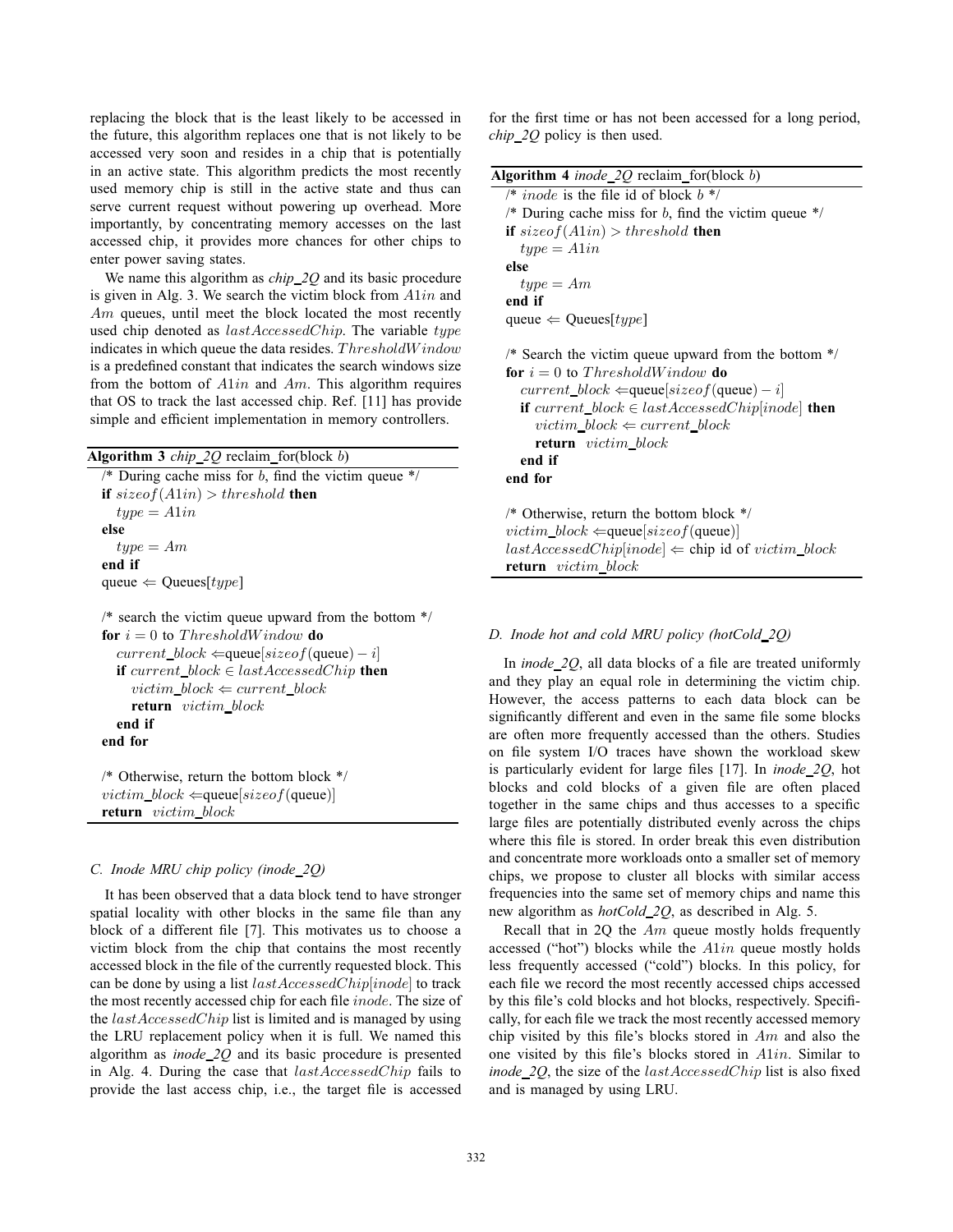replacing the block that is the least likely to be accessed in the future, this algorithm replaces one that is not likely to be accessed very soon and resides in a chip that is potentially in an active state. This algorithm predicts the most recently used memory chip is still in the active state and thus can serve current request without powering up overhead. More importantly, by concentrating memory accesses on the last accessed chip, it provides more chances for other chips to enter power saving states.

We name this algorithm as *chip_2Q* and its basic procedure is given in Alg. 3. We search the victim block from $A1in$ and $Am$ queues, until meet the block located the most recently used chip denoted as $lastAccessedChip$. The variable $type$ indicates in which queue the data resides. $ThresholdWindow$ is a predefined constant that indicates the search windows size from the bottom of $A1in$ and $Am$. This algorithm requires that OS to track the last accessed chip. Ref. [11] has provide simple and efficient implementation in memory controllers.

**Algorithm 3** *chip_2Q* reclaim_for(block $b$)

```
/* During cache miss for b, find the victim queue */
if sizeof(A1in) > threshold then
    type = A1in
else
    type = Am
end if
queue ⇐ Queues[type]

/* search the victim queue upward from the bottom */
for i = 0 to ThresholdWindow do
    current_block ⇐queue[sizeof(queue) − i]
    if current_block ∈ lastAccessedChip then
        victim_block ⇐ current_block
        return victim_block
    end if
end for

/* Otherwise, return the bottom block */
victim_block ⇐queue[sizeof(queue)]
return victim_block
```

### C. Inode MRU chip policy (inode_2Q)

It has been observed that a data block tend to have stronger spatial locality with other blocks in the same file than any block of a different file [7]. This motivates us to choose a victim block from the chip that contains the most recently accessed block in the file of the currently requested block. This can be done by using a list $lastAccessedChip[inode]$ to track the most recently accessed chip for each file $inode$. The size of the $lastAccessedChip$ list is limited and is managed by using the LRU replacement policy when it is full. We named this algorithm as *inode_2Q* and its basic procedure is presented in Alg. 4. During the case that $lastAccessedChip$ fails to provide the last access chip, i.e., the target file is accessed for the first time or has not been accessed for a long period, *chip_2Q* policy is then used.

**Algorithm 4** *inode_2Q* reclaim_for(block $b$)

```
/* inode is the file id of block b */
/* During cache miss for b, find the victim queue */
if sizeof(A1in) > threshold then
    type = A1in
else
    type = Am
end if
queue ⇐ Queues[type]

/* Search the victim queue upward from the bottom */
for i = 0 to ThresholdWindow do
    current_block ⇐queue[sizeof(queue) − i]
    if current_block ∈ lastAccessedChip[inode] then
        victim_block ⇐ current_block
        return victim_block
    end if
end for

/* Otherwise, return the bottom block */
victim_block ⇐queue[sizeof(queue)]
lastAccessedChip[inode] ⇐ chip id of victim_block
return victim_block
```

### D. Inode hot and cold MRU policy (hotCold_2Q)

In *inode_2Q*, all data blocks of a file are treated uniformly and they play an equal role in determining the victim chip. However, the access patterns to each data block can be significantly different and even in the same file some blocks are often more frequently accessed than the others. Studies on file system I/O traces have shown the workload skew is particularly evident for large files [17]. In *inode_2Q*, hot blocks and cold blocks of a given file are often placed together in the same chips and thus accesses to a specific large files are potentially distributed evenly across the chips where this file is stored. In order break this even distribution and concentrate more workloads onto a smaller set of memory chips, we propose to cluster all blocks with similar access frequencies into the same set of memory chips and name this new algorithm as *hotCold_2Q*, as described in Alg. 5.

Recall that in 2Q the $Am$ queue mostly holds frequently accessed ("hot") blocks while the $A1in$ queue mostly holds less frequently accessed ("cold") blocks. In this policy, for each file we record the most recently accessed chips accessed by this file's cold blocks and hot blocks, respectively. Specifically, for each file we track the most recently accessed memory chip visited by this file's blocks stored in $Am$ and also the one visited by this file's blocks stored in $A1in$. Similar to *inode_2Q*, the size of the $lastAccessedChip$ list is also fixed and is managed by using LRU.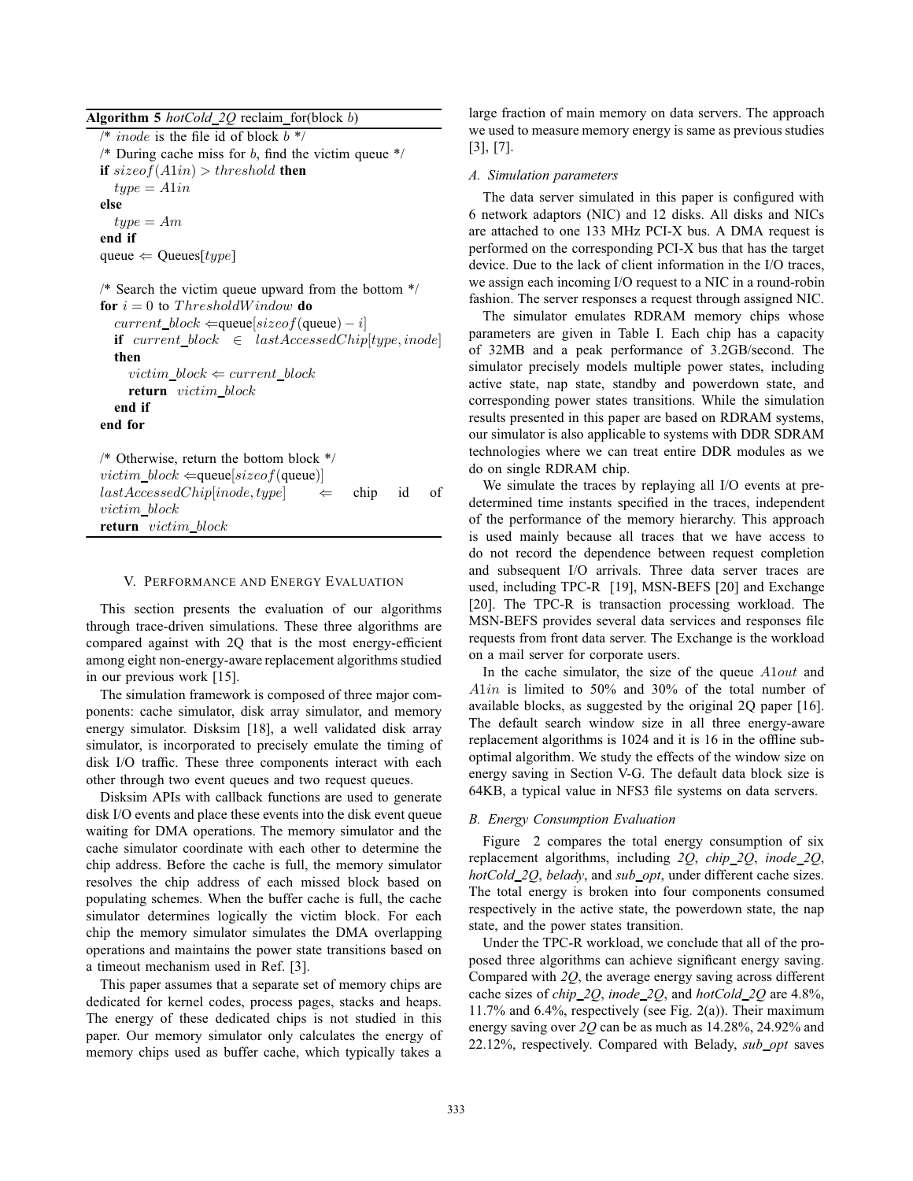**Algorithm 5** *hotCold_2Q* reclaim_for(block $b$)

```
/* inode is the file id of block b */
/* During cache miss for b, find the victim queue */
if sizeof(A1in) > threshold then
    type = A1in
else
    type = Am
end if
queue ⇐ Queues[type]

/* Search the victim queue upward from the bottom */
for i = 0 to ThresholdWindow do
    current_block ⇐queue[sizeof(queue) − i]
    if current_block ∈ lastAccessedChip[type, inode]
    then
        victim_block ⇐ current_block
        return victim_block
    end if
end for

/* Otherwise, return the bottom block */
victim_block ⇐queue[sizeof(queue)]
lastAccessedChip[inode, type] ⇐ chip id of victim_block
return victim_block
```

## V. Performance and Energy Evaluation

This section presents the evaluation of our algorithms through trace-driven simulations. These three algorithms are compared against with 2Q that is the most energy-efficient among eight non-energy-aware replacement algorithms studied in our previous work [15].

The simulation framework is composed of three major components: cache simulator, disk array simulator, and memory energy simulator. Disksim [18], a well validated disk array simulator, is incorporated to precisely emulate the timing of disk I/O traffic. These three components interact with each other through two event queues and two request queues.

Disksim APIs with callback functions are used to generate disk I/O events and place these events into the disk event queue waiting for DMA operations. The memory simulator and the cache simulator coordinate with each other to determine the chip address. Before the cache is full, the memory simulator resolves the chip address of each missed block based on populating schemes. When the buffer cache is full, the cache simulator determines logically the victim block. For each chip the memory simulator simulates the DMA overlapping operations and maintains the power state transitions based on a timeout mechanism used in Ref. [3].

This paper assumes that a separate set of memory chips are dedicated for kernel codes, process pages, stacks and heaps. The energy of these dedicated chips is not studied in this paper. Our memory simulator only calculates the energy of memory chips used as buffer cache, which typically takes a large fraction of main memory on data servers. The approach we used to measure memory energy is same as previous studies [3], [7].

### A. Simulation parameters

The data server simulated in this paper is configured with 6 network adaptors (NIC) and 12 disks. All disks and NICs are attached to one 133 MHz PCI-X bus. A DMA request is performed on the corresponding PCI-X bus that has the target device. Due to the lack of client information in the I/O traces, we assign each incoming I/O request to a NIC in a round-robin fashion. The server responses a request through assigned NIC.

The simulator emulates RDRAM memory chips whose parameters are given in Table I. Each chip has a capacity of 32MB and a peak performance of 3.2GB/second. The simulator precisely models multiple power states, including active state, nap state, standby and powerdown state, and corresponding power states transitions. While the simulation results presented in this paper are based on RDRAM systems, our simulator is also applicable to systems with DDR SDRAM technologies where we can treat entire DDR modules as we do on single RDRAM chip.

We simulate the traces by replaying all I/O events at predetermined time instants specified in the traces, independent of the performance of the memory hierarchy. This approach is used mainly because all traces that we have access to do not record the dependence between request completion and subsequent I/O arrivals. Three data server traces are used, including TPC-R [19], MSN-BEFS [20] and Exchange [20]. The TPC-R is transaction processing workload. The MSN-BEFS provides several data services and responses file requests from front data server. The Exchange is the workload on a mail server for corporate users.

In the cache simulator, the size of the queue $A1out$ and $A1in$ is limited to 50% and 30% of the total number of available blocks, as suggested by the original 2Q paper [16]. The default search window size in all three energy-aware replacement algorithms is 1024 and it is 16 in the offline sub-optimal algorithm. We study the effects of the window size on energy saving in Section V-G. The default data block size is 64KB, a typical value in NFS3 file systems on data servers.

### B. Energy Consumption Evaluation

Figure 2 compares the total energy consumption of six replacement algorithms, including *2Q*, *chip_2Q*, *inode_2Q*, *hotCold_2Q*, *belady*, and *sub_opt*, under different cache sizes. The total energy is broken into four components consumed respectively in the active state, the powerdown state, the nap state, and the power states transition.

Under the TPC-R workload, we conclude that all of the proposed three algorithms can achieve significant energy saving. Compared with *2Q*, the average energy saving across different cache sizes of *chip_2Q*, *inode_2Q*, and *hotCold_2Q* are 4.8%, 11.7% and 6.4%, respectively (see Fig. 2(a)). Their maximum energy saving over *2Q* can be as much as 14.28%, 24.92% and 22.12%, respectively. Compared with Belady, *sub_opt* saves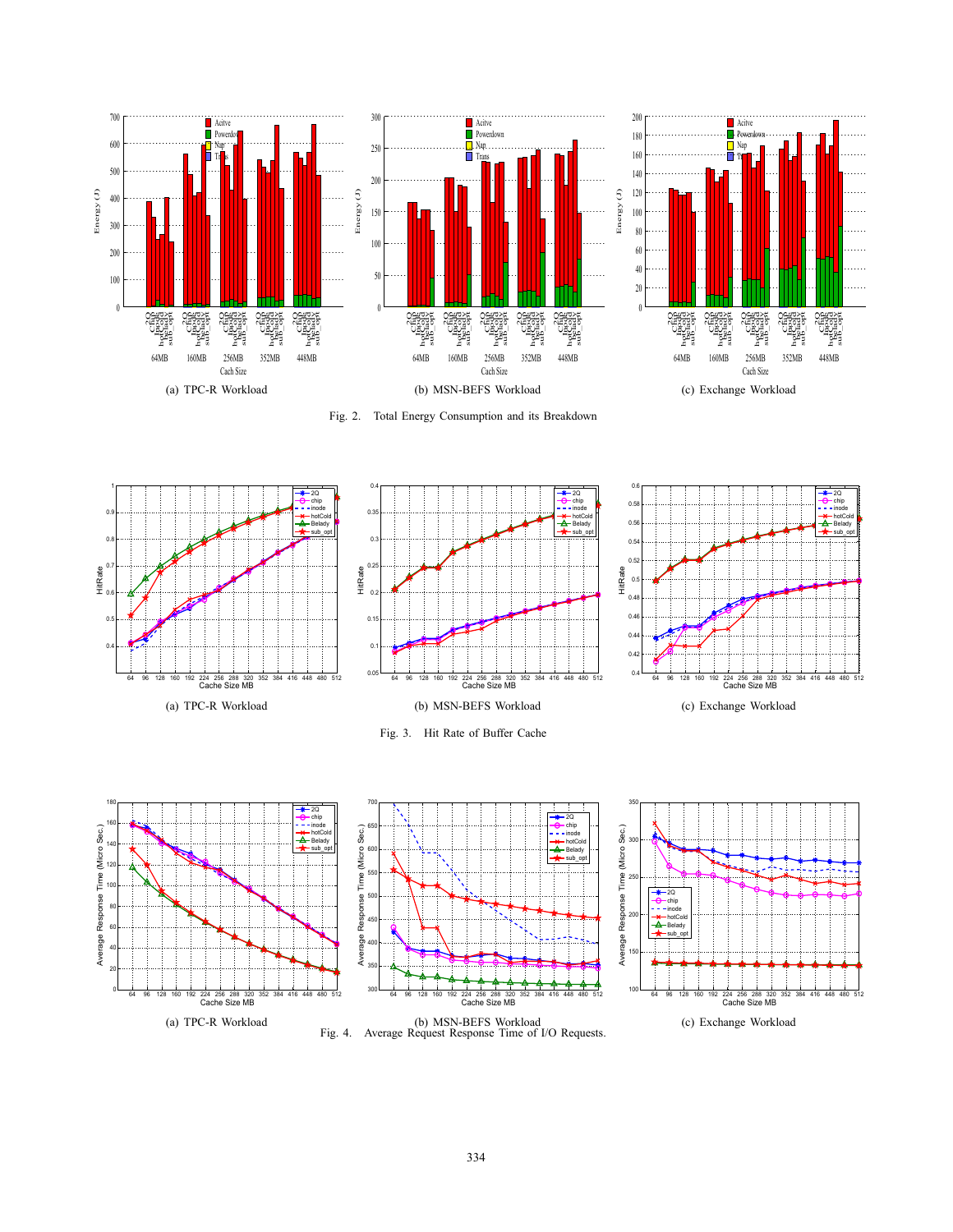(a) TPC-R Workload

(b) MSN-BEFS Workload

(c) Exchange Workload

Fig. 2. Total Energy Consumption and its Breakdown

(a) TPC-R Workload

(b) MSN-BEFS Workload

(c) Exchange Workload

Fig. 3. Hit Rate of Buffer Cache

(a) TPC-R Workload

(b) MSN-BEFS Workload

(c) Exchange Workload

Fig. 4. Average Request Response Time of I/O Requests.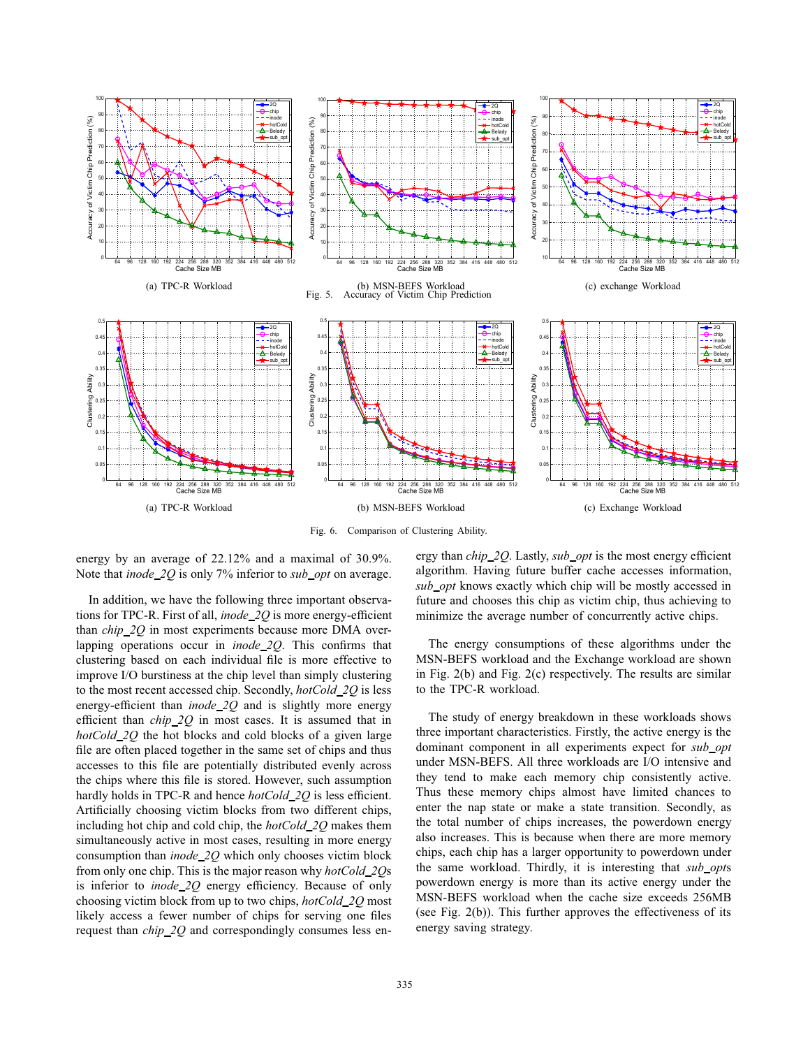(a) TPC-R Workload

(b) MSN-BEFS Workload

(c) exchange Workload

Fig. 5. Accuracy of Victim Chip Prediction

(a) TPC-R Workload

(b) MSN-BEFS Workload

(c) Exchange Workload

Fig. 6. Comparison of Clustering Ability.

energy by an average of 22.12% and a maximal of 30.9%. Note that *inode_2Q* is only 7% inferior to *sub_opt* on average.

In addition, we have the following three important observations for TPC-R. First of all, *inode_2Q* is more energy-efficient than *chip_2Q* in most experiments because more DMA overlapping operations occur in *inode_2Q*. This confirms that clustering based on each individual file is more effective to improve I/O burstiness at the chip level than simply clustering to the most recent accessed chip. Secondly, *hotCold_2Q* is less energy-efficient than *inode_2Q* and is slightly more energy efficient than *chip_2Q* in most cases. It is assumed that in *hotCold_2Q* the hot blocks and cold blocks of a given large file are often placed together in the same set of chips and thus accesses to this file are potentially distributed evenly across the chips where this file is stored. However, such assumption hardly holds in TPC-R and hence *hotCold_2Q* is less efficient. Artificially choosing victim blocks from two different chips, including hot chip and cold chip, the *hotCold_2Q* makes them simultaneously active in most cases, resulting in more energy consumption than *inode_2Q* which only chooses victim block from only one chip. This is the major reason why *hotCold_2Q*s is inferior to *inode_2Q* energy efficiency. Because of only choosing victim block from up to two chips, *hotCold_2Q* most likely access a fewer number of chips for serving one files request than *chip_2Q* and correspondingly consumes less energy than *chip_2Q*. Lastly, *sub_opt* is the most energy efficient algorithm. Having future buffer cache accesses information, *sub_opt* knows exactly which chip will be mostly accessed in future and chooses this chip as victim chip, thus achieving to minimize the average number of concurrently active chips.

The energy consumptions of these algorithms under the MSN-BEFS workload and the Exchange workload are shown in Fig. 2(b) and Fig. 2(c) respectively. The results are similar to the TPC-R workload.

The study of energy breakdown in these workloads shows three important characteristics. Firstly, the active energy is the dominant component in all experiments expect for *sub_opt* under MSN-BEFS. All three workloads are I/O intensive and they tend to make each memory chip consistently active. Thus these memory chips almost have limited chances to enter the nap state or make a state transition. Secondly, as the total number of chips increases, the powerdown energy also increases. This is because when there are more memory chips, each chip has a larger opportunity to powerdown under the same workload. Thirdly, it is interesting that *sub_opt*s powerdown energy is more than its active energy under the MSN-BEFS workload when the cache size exceeds 256MB (see Fig. 2(b)). This further approves the effectiveness of its energy saving strategy.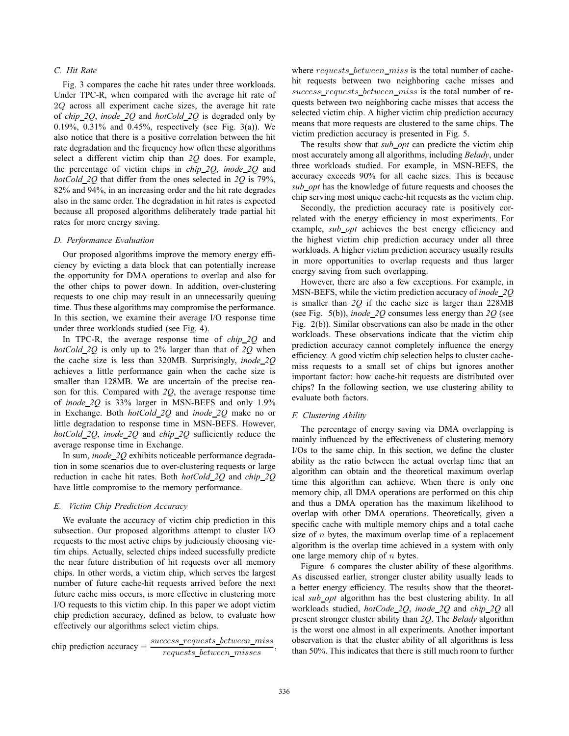### C. Hit Rate

Fig. 3 compares the cache hit rates under three workloads. Under TPC-R, when compared with the average hit rate of $2Q$ across all experiment cache sizes, the average hit rate of *chip_2Q*, *inode_2Q* and *hotCold_2Q* is degraded only by 0.19%, 0.31% and 0.45%, respectively (see Fig. 3(a)). We also notice that there is a positive correlation between the hit rate degradation and the frequency how often these algorithms select a different victim chip than *2Q* does. For example, the percentage of victim chips in *chip_2Q*, *inode_2Q* and *hotCold_2Q* that differ from the ones selected in *2Q* is 79%, 82% and 94%, in an increasing order and the hit rate degrades also in the same order. The degradation in hit rates is expected because all proposed algorithms deliberately trade partial hit rates for more energy saving.

### D. Performance Evaluation

Our proposed algorithms improve the memory energy efficiency by evicting a data block that can potentially increase the opportunity for DMA operations to overlap and also for the other chips to power down. In addition, over-clustering requests to one chip may result in an unnecessarily queuing time. Thus these algorithms may compromise the performance. In this section, we examine their average I/O response time under three workloads studied (see Fig. 4).

In TPC-R, the average response time of *chip_2Q* and *hotCold_2Q* is only up to 2% larger than that of *2Q* when the cache size is less than 320MB. Surprisingly, *inode_2Q* achieves a little performance gain when the cache size is smaller than 128MB. We are uncertain of the precise reason for this. Compared with *2Q*, the average response time of *inode_2Q* is 33% larger in MSN-BEFS and only 1.9% in Exchange. Both *hotCold_2Q* and *inode_2Q* make no or little degradation to response time in MSN-BEFS. However, *hotCold_2Q*, *inode_2Q* and *chip_2Q* sufficiently reduce the average response time in Exchange.

In sum, *inode_2Q* exhibits noticeable performance degradation in some scenarios due to over-clustering requests or large reduction in cache hit rates. Both *hotCold_2Q* and *chip_2Q* have little compromise to the memory performance.

### E. Victim Chip Prediction Accuracy

We evaluate the accuracy of victim chip prediction in this subsection. Our proposed algorithms attempt to cluster I/O requests to the most active chips by judiciously choosing victim chips. Actually, selected chips indeed sucessfully predicte the near future distribution of hit requests over all memory chips. In other words, a victim chip, which serves the largest number of future cache-hit requests arrived before the next future cache miss occurs, is more effective in clustering more I/O requests to this victim chip. In this paper we adopt victim chip prediction accuracy, defined as below, to evaluate how effectively our algorithms select victim chips.

$$\text{chip prediction accuracy} = \frac{success\_requests\_between\_miss}{requests\_between\_misses},$$

where $requests\_between\_miss$ is the total number of cache-hit requests between two neighboring cache misses and $success\_requests\_between\_miss$ is the total number of requests between two neighboring cache misses that access the selected victim chip. A higher victim chip prediction accuracy means that more requests are clustered to the same chips. The victim prediction accuracy is presented in Fig. 5.

The results show that *sub_opt* can predicte the victim chip most accurately among all algorithms, including *Belady*, under three workloads studied. For example, in MSN-BEFS, the accuracy exceeds 90% for all cache sizes. This is because *sub_opt* has the knowledge of future requests and chooses the chip serving most unique cache-hit requests as the victim chip.

Secondly, the prediction accuracy rate is positively correlated with the energy efficiency in most experiments. For example, *sub_opt* achieves the best energy efficiency and the highest victim chip prediction accuracy under all three workloads. A higher victim prediction accuracy usually results in more opportunities to overlap requests and thus larger energy saving from such overlapping.

However, there are also a few exceptions. For example, in MSN-BEFS, while the victim prediction accuracy of *inode_2Q* is smaller than *2Q* if the cache size is larger than 228MB (see Fig. 5(b)), *inode_2Q* consumes less energy than *2Q* (see Fig. 2(b)). Similar observations can also be made in the other workloads. These observations indicate that the victim chip prediction accuracy cannot completely influence the energy efficiency. A good victim chip selection helps to cluster cache-miss requests to a small set of chips but ignores another important factor: how cache-hit requests are distributed over chips? In the following section, we use clustering ability to evaluate both factors.

### F. Clustering Ability

The percentage of energy saving via DMA overlapping is mainly influenced by the effectiveness of clustering memory I/Os to the same chip. In this section, we define the cluster ability as the ratio between the actual overlap time that an algorithm can obtain and the theoretical maximum overlap time this algorithm can achieve. When there is only one memory chip, all DMA operations are performed on this chip and thus a DMA operation has the maximum likelihood to overlap with other DMA operations. Theoretically, given a specific cache with multiple memory chips and a total cache size of $n$ bytes, the maximum overlap time of a replacement algorithm is the overlap time achieved in a system with only one large memory chip of $n$ bytes.

Figure 6 compares the cluster ability of these algorithms. As discussed earlier, stronger cluster ability usually leads to a better energy efficiency. The results show that the theoretical *sub_opt* algorithm has the best clustering ability. In all workloads studied, *hotCode_2Q*, *inode_2Q* and *chip_2Q* all present stronger cluster ability than *2Q*. The *Belady* algorithm is the worst one almost in all experiments. Another important observation is that the cluster ability of all algorithms is less than 50%. This indicates that there is still much room to further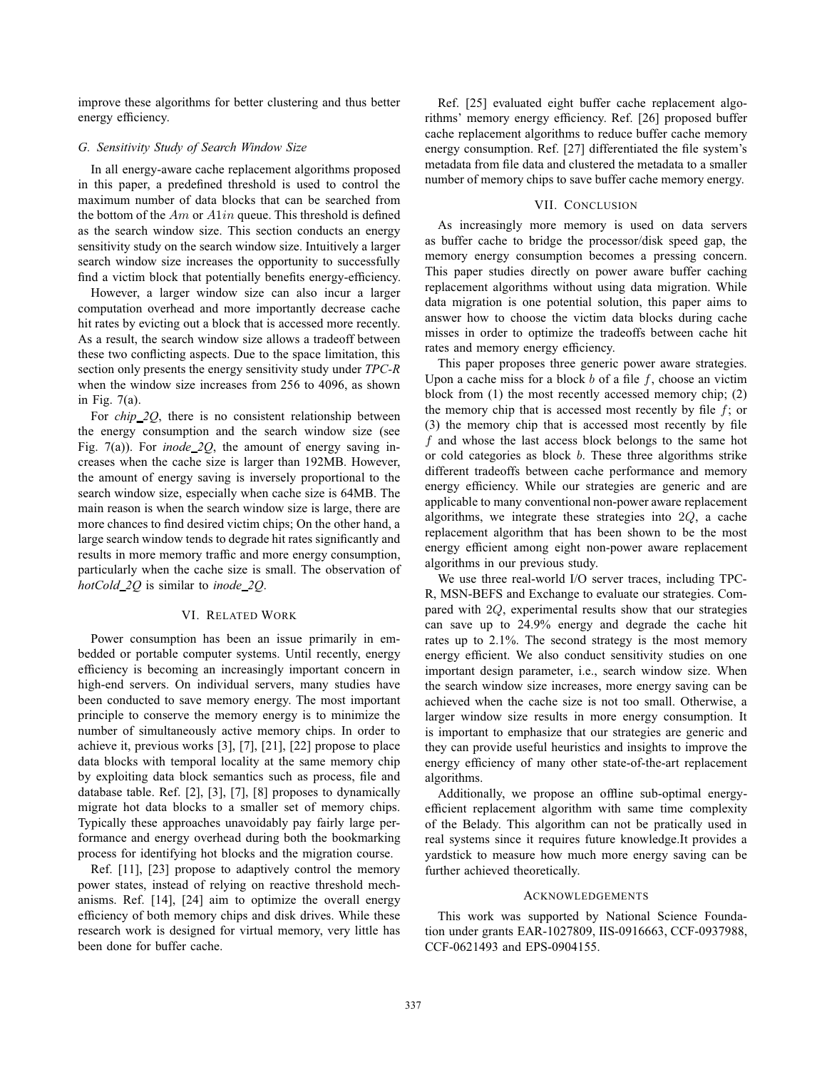improve these algorithms for better clustering and thus better energy efficiency.

### G. Sensitivity Study of Search Window Size

In all energy-aware cache replacement algorithms proposed in this paper, a predefined threshold is used to control the maximum number of data blocks that can be searched from the bottom of the $Am$ or $A1in$ queue. This threshold is defined as the search window size. This section conducts an energy sensitivity study on the search window size. Intuitively a larger search window size increases the opportunity to successfully find a victim block that potentially benefits energy-efficiency.

However, a larger window size can also incur a larger computation overhead and more importantly decrease cache hit rates by evicting out a block that is accessed more recently. As a result, the search window size allows a tradeoff between these two conflicting aspects. Due to the space limitation, this section only presents the energy sensitivity study under *TPC-R* when the window size increases from 256 to 4096, as shown in Fig. 7(a).

For *chip_2Q*, there is no consistent relationship between the energy consumption and the search window size (see Fig. 7(a)). For *inode_2Q*, the amount of energy saving increases when the cache size is larger than 192MB. However, the amount of energy saving is inversely proportional to the search window size, especially when cache size is 64MB. The main reason is when the search window size is large, there are more chances to find desired victim chips; On the other hand, a large search window tends to degrade hit rates significantly and results in more memory traffic and more energy consumption, particularly when the cache size is small. The observation of *hotCold_2Q* is similar to *inode_2Q*.

## VI. Related Work

Power consumption has been an issue primarily in embedded or portable computer systems. Until recently, energy efficiency is becoming an increasingly important concern in high-end servers. On individual servers, many studies have been conducted to save memory energy. The most important principle to conserve the memory energy is to minimize the number of simultaneously active memory chips. In order to achieve it, previous works [3], [7], [21], [22] propose to place data blocks with temporal locality at the same memory chip by exploiting data block semantics such as process, file and database table. Ref. [2], [3], [7], [8] proposes to dynamically migrate hot data blocks to a smaller set of memory chips. Typically these approaches unavoidably pay fairly large performance and energy overhead during both the bookmarking process for identifying hot blocks and the migration course.

Ref. [11], [23] propose to adaptively control the memory power states, instead of relying on reactive threshold mechanisms. Ref. [14], [24] aim to optimize the overall energy efficiency of both memory chips and disk drives. While these research work is designed for virtual memory, very little has been done for buffer cache.

Ref. [25] evaluated eight buffer cache replacement algorithms' memory energy efficiency. Ref. [26] proposed buffer cache replacement algorithms to reduce buffer cache memory energy consumption. Ref. [27] differentiated the file system's metadata from file data and clustered the metadata to a smaller number of memory chips to save buffer cache memory energy.

## VII. Conclusion

As increasingly more memory is used on data servers as buffer cache to bridge the processor/disk speed gap, the memory energy consumption becomes a pressing concern. This paper studies directly on power aware buffer caching replacement algorithms without using data migration. While data migration is one potential solution, this paper aims to answer how to choose the victim data blocks during cache misses in order to optimize the tradeoffs between cache hit rates and memory energy efficiency.

This paper proposes three generic power aware strategies. Upon a cache miss for a block $b$ of a file $f$, choose an victim block from (1) the most recently accessed memory chip; (2) the memory chip that is accessed most recently by file $f$; or (3) the memory chip that is accessed most recently by file $f$ and whose the last access block belongs to the same hot or cold categories as block $b$. These three algorithms strike different tradeoffs between cache performance and memory energy efficiency. While our strategies are generic and are applicable to many conventional non-power aware replacement algorithms, we integrate these strategies into $2Q$, a cache replacement algorithm that has been shown to be the most energy efficient among eight non-power aware replacement algorithms in our previous study.

We use three real-world I/O server traces, including TPC-R, MSN-BEFS and Exchange to evaluate our strategies. Compared with $2Q$, experimental results show that our strategies can save up to 24.9% energy and degrade the cache hit rates up to 2.1%. The second strategy is the most memory energy efficient. We also conduct sensitivity studies on one important design parameter, i.e., search window size. When the search window size increases, more energy saving can be achieved when the cache size is not too small. Otherwise, a larger window size results in more energy consumption. It is important to emphasize that our strategies are generic and they can provide useful heuristics and insights to improve the energy efficiency of many other state-of-the-art replacement algorithms.

Additionally, we propose an offline sub-optimal energy-efficient replacement algorithm with same time complexity of the Belady. This algorithm can not be pratically used in real systems since it requires future knowledge.It provides a yardstick to measure how much more energy saving can be further achieved theoretically.

## Acknowledgements

This work was supported by National Science Foundation under grants EAR-1027809, IIS-0916663, CCF-0937988, CCF-0621493 and EPS-0904155.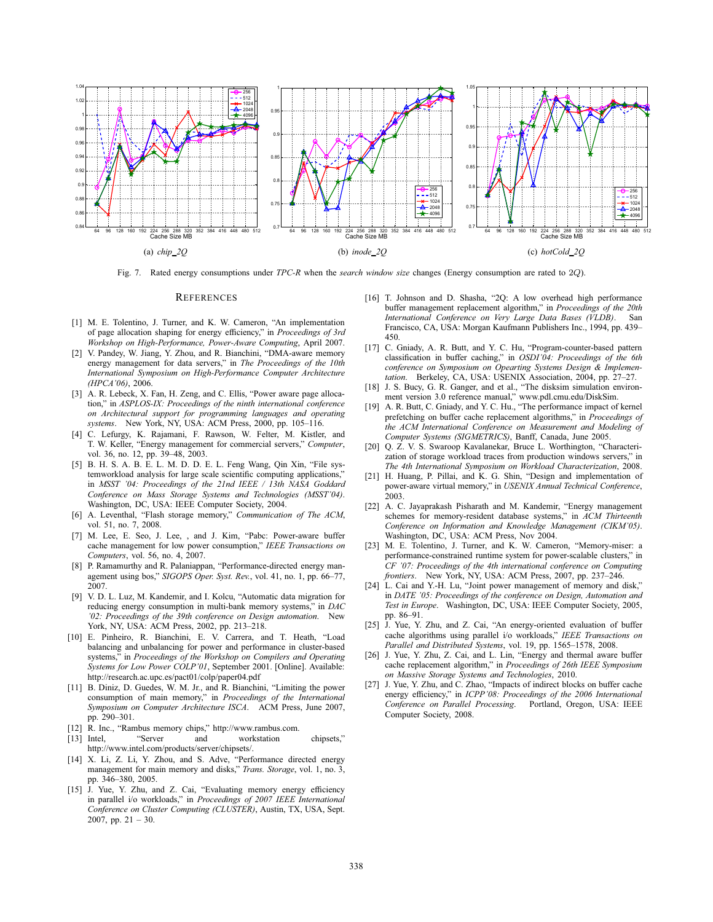(a) *chip_2Q*

(b) *inode_2Q*

(c) *hotCold_2Q*

Fig. 7. Rated energy consumptions under *TPC-R* when the *search window size* changes (Energy consumption are rated to 2*Q*).

## REFERENCES

[1] M. E. Tolentino, J. Turner, and K. W. Cameron, "An implementation of page allocation shaping for energy efficiency," in *Proceedings of 3rd Workshop on High-Performance, Power-Aware Computing*, April 2007.

[2] V. Pandey, W. Jiang, Y. Zhou, and R. Bianchini, "DMA-aware memory energy management for data servers," in *The Proceedings of the 10th International Symposium on High-Performance Computer Architecture (HPCA'06)*, 2006.

[3] A. R. Lebeck, X. Fan, H. Zeng, and C. Ellis, "Power aware page allocation," in *ASPLOS-IX: Proceedings of the ninth international conference on Architectural support for programming languages and operating systems*. New York, NY, USA: ACM Press, 2000, pp. 105–116.

[4] C. Lefurgy, K. Rajamani, F. Rawson, W. Felter, M. Kistler, and T. W. Keller, "Energy management for commercial servers," *Computer*, vol. 36, no. 12, pp. 39–48, 2003.

[5] B. H. S. A. B. E. L. M. D. D. E. L. Feng Wang, Qin Xin, "File systemworkload analysis for large scale scientific computing applications," in *MSST '04: Proceedings of the 21nd IEEE / 13th NASA Goddard Conference on Mass Storage Systems and Technologies (MSST'04)*. Washington, DC, USA: IEEE Computer Society, 2004.

[6] A. Leventhal, "Flash storage memory," *Communication of The ACM*, vol. 51, no. 7, 2008.

[7] M. Lee, E. Seo, J. Lee, , and J. Kim, "Pabc: Power-aware buffer cache management for low power consumption," *IEEE Transactions on Computers*, vol. 56, no. 4, 2007.

[8] P. Ramamurthy and R. Palaniappan, "Performance-directed energy management using bos," *SIGOPS Oper. Syst. Rev.*, vol. 41, no. 1, pp. 66–77, 2007.

[9] V. D. L. Luz, M. Kandemir, and I. Kolcu, "Automatic data migration for reducing energy consumption in multi-bank memory systems," in *DAC '02: Proceedings of the 39th conference on Design automation*. New York, NY, USA: ACM Press, 2002, pp. 213–218.

[10] E. Pinheiro, R. Bianchini, E. V. Carrera, and T. Heath, "Load balancing and unbalancing for power and performance in cluster-based systems," in *Proceedings of the Workshop on Compilers and Operating Systems for Low Power COLP'01*, September 2001. [Online]. Available: http://research.ac.upc.es/pact01/colp/paper04.pdf

[11] B. Diniz, D. Guedes, W. M. Jr., and R. Bianchini, "Limiting the power consumption of main memory," in *Proceedings of the International Symposium on Computer Architecture ISCA*. ACM Press, June 2007, pp. 290–301.

[12] R. Inc., "Rambus memory chips," http://www.rambus.com.

[13] Intel, "Server and workstation chipsets," http://www.intel.com/products/server/chipsets/.

[14] X. Li, Z. Li, Y. Zhou, and S. Adve, "Performance directed energy management for main memory and disks," *Trans. Storage*, vol. 1, no. 3, pp. 346–380, 2005.

[15] J. Yue, Y. Zhu, and Z. Cai, "Evaluating memory energy efficiency in parallel i/o workloads," in *Proceedings of 2007 IEEE International Conference on Cluster Computing (CLUSTER)*, Austin, TX, USA, Sept. 2007, pp. 21 – 30.

[16] T. Johnson and D. Shasha, "2Q: A low overhead high performance buffer management replacement algorithm," in *Proceedings of the 20th International Conference on Very Large Data Bases (VLDB)*. San Francisco, CA, USA: Morgan Kaufmann Publishers Inc., 1994, pp. 439–450.

[17] C. Gniady, A. R. Butt, and Y. C. Hu, "Program-counter-based pattern classification in buffer caching," in *OSDI'04: Proceedings of the 6th conference on Symposium on Opearting Systems Design & Implementation*. Berkeley, CA, USA: USENIX Association, 2004, pp. 27–27.

[18] J. S. Bucy, G. R. Ganger, and et al., "The disksim simulation environment version 3.0 reference manual," www.pdl.cmu.edu/DiskSim.

[19] A. R. Butt, C. Gniady, and Y. C. Hu., "The performance impact of kernel prefetching on buffer cache replacement algorithms," in *Proceedings of the ACM International Conference on Measurement and Modeling of Computer Systems (SIGMETRICS)*, Banff, Canada, June 2005.

[20] Q. Z. V. S. Swaroop Kavalanekar, Bruce L. Worthington, "Characterization of storage workload traces from production windows servers," in *The 4th International Symposium on Workload Characterization*, 2008.

[21] H. Huang, P. Pillai, and K. G. Shin, "Design and implementation of power-aware virtual memory," in *USENIX Annual Technical Conference*, 2003.

[22] A. C. Jayaprakash Pisharath and M. Kandemir, "Energy management schemes for memory-resident database systems," in *ACM Thirteenth Conference on Information and Knowledge Management (CIKM'05)*. Washington, DC, USA: ACM Press, Nov 2004.

[23] M. E. Tolentino, J. Turner, and K. W. Cameron, "Memory-miser: a performance-constrained runtime system for power-scalable clusters," in *CF '07: Proceedings of the 4th international conference on Computing frontiers*. New York, NY, USA: ACM Press, 2007, pp. 237–246.

[24] L. Cai and Y.-H. Lu, "Joint power management of memory and disk," in *DATE '05: Proceedings of the conference on Design, Automation and Test in Europe*. Washington, DC, USA: IEEE Computer Society, 2005, pp. 86–91.

[25] J. Yue, Y. Zhu, and Z. Cai, "An energy-oriented evaluation of buffer cache algorithms using parallel i/o workloads," *IEEE Transactions on Parallel and Distributed Systems*, vol. 19, pp. 1565–1578, 2008.

[26] J. Yue, Y. Zhu, Z. Cai, and L. Lin, "Energy and thermal aware buffer cache replacement algorithm," in *Proceedings of 26th IEEE Symposium on Massive Storage Systems and Technologies*, 2010.

[27] J. Yue, Y. Zhu, and C. Zhao, "Impacts of indirect blocks on buffer cache energy efficiency," in *ICPP'08: Proceedings of the 2006 International Conference on Parallel Processing*. Portland, Oregon, USA: IEEE Computer Society, 2008.